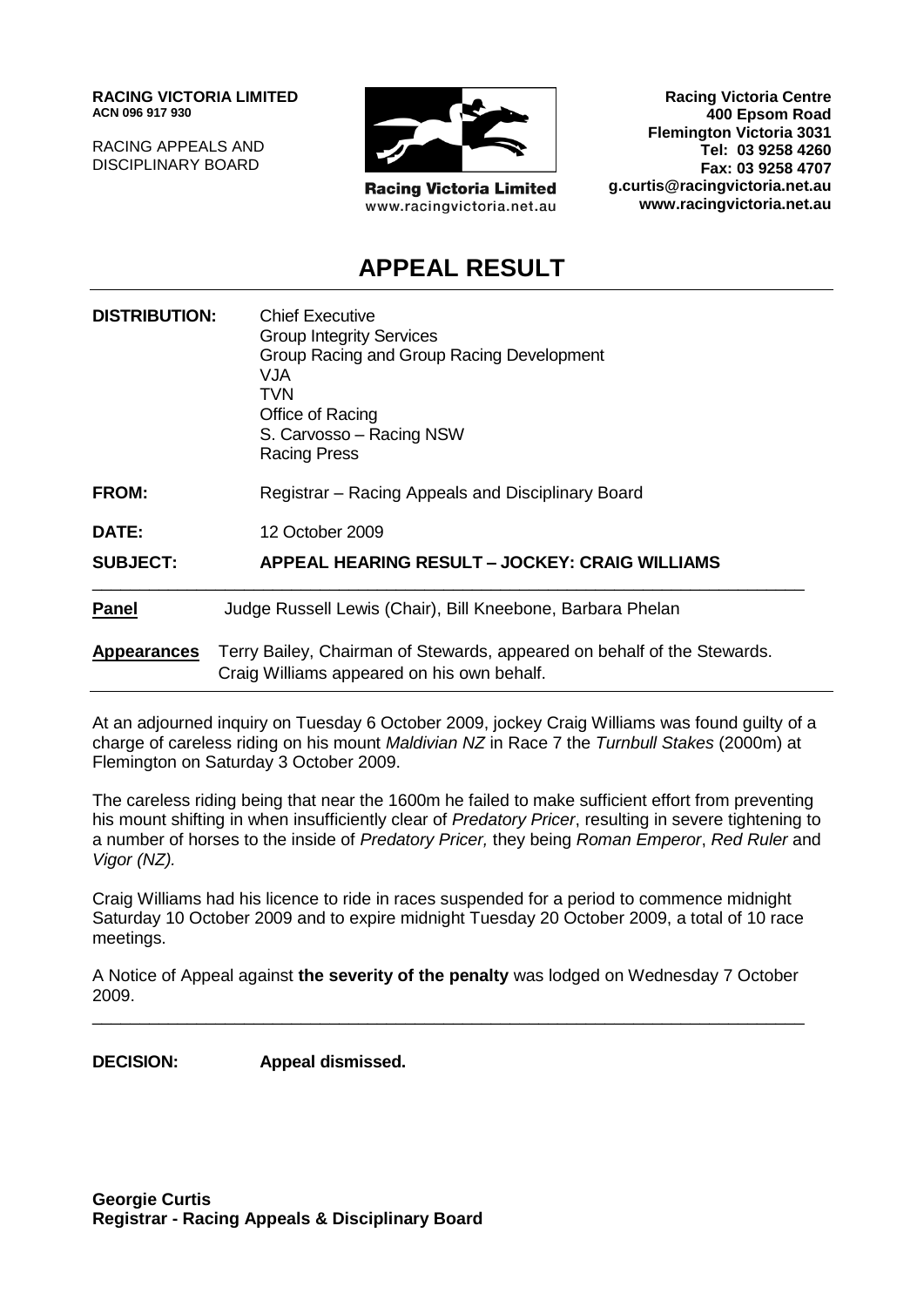**RACING VICTORIA LIMITED**
**ACN 096 917 930**

RACING APPEALS AND
DISCIPLINARY BOARD

**Racing Victoria Limited**
www.racingvictoria.net.au

**Racing Victoria Centre**
**400 Epsom Road**
**Flemington Victoria 3031**
**Tel: 03 9258 4260**
**Fax: 03 9258 4707**
**g.curtis@racingvictoria.net.au**
**www.racingvictoria.net.au**

# APPEAL RESULT

**DISTRIBUTION:** Chief Executive
Group Integrity Services
Group Racing and Group Racing Development
VJA
TVN
Office of Racing
S. Carvosso – Racing NSW
Racing Press

**FROM:** Registrar – Racing Appeals and Disciplinary Board

**DATE:** 12 October 2009

**SUBJECT:** **APPEAL HEARING RESULT – JOCKEY: CRAIG WILLIAMS**

---

**Panel** Judge Russell Lewis (Chair), Bill Kneebone, Barbara Phelan

**Appearances** Terry Bailey, Chairman of Stewards, appeared on behalf of the Stewards.
Craig Williams appeared on his own behalf.

---

At an adjourned inquiry on Tuesday 6 October 2009, jockey Craig Williams was found guilty of a charge of careless riding on his mount *Maldivian NZ* in Race 7 the *Turnbull Stakes* (2000m) at Flemington on Saturday 3 October 2009.

The careless riding being that near the 1600m he failed to make sufficient effort from preventing his mount shifting in when insufficiently clear of *Predatory Pricer*, resulting in severe tightening to a number of horses to the inside of *Predatory Pricer,* they being *Roman Emperor*, *Red Ruler* and *Vigor (NZ).*

Craig Williams had his licence to ride in races suspended for a period to commence midnight Saturday 10 October 2009 and to expire midnight Tuesday 20 October 2009, a total of 10 race meetings.

A Notice of Appeal against **the severity of the penalty** was lodged on Wednesday 7 October 2009.

---

**DECISION:** **Appeal dismissed.**

**Georgie Curtis**
**Registrar - Racing Appeals & Disciplinary Board**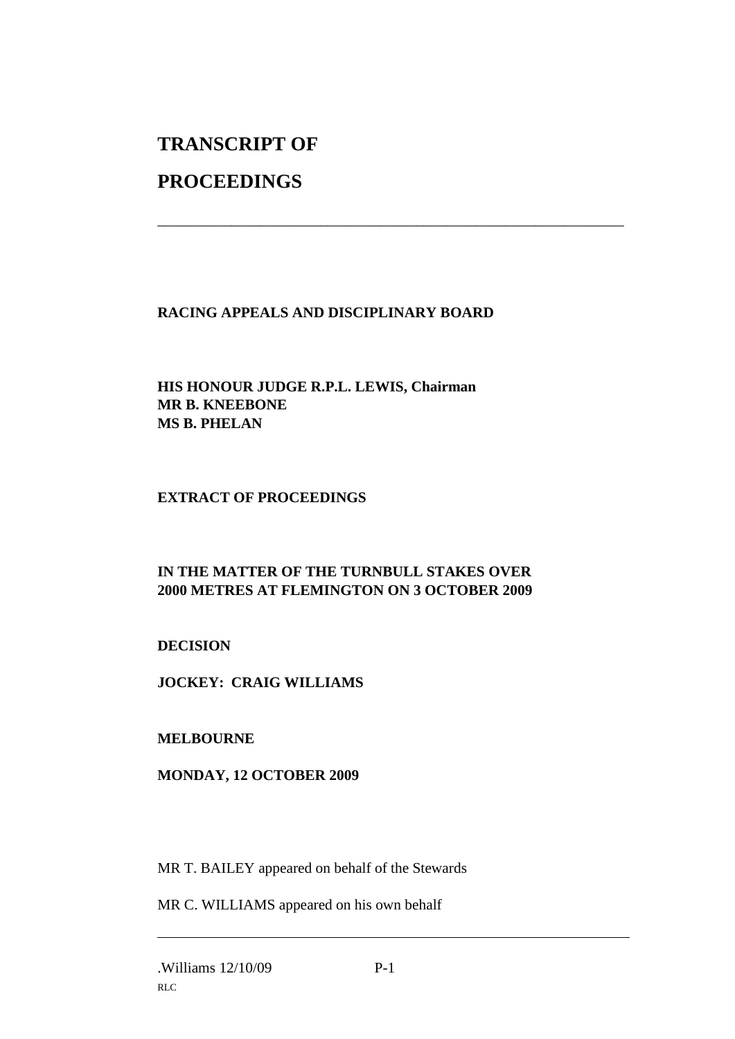# TRANSCRIPT OF

# PROCEEDINGS

---

**RACING APPEALS AND DISCIPLINARY BOARD**

**HIS HONOUR JUDGE R.P.L. LEWIS, Chairman**
**MR B. KNEEBONE**
**MS B. PHELAN**

**EXTRACT OF PROCEEDINGS**

**IN THE MATTER OF THE TURNBULL STAKES OVER 2000 METRES AT FLEMINGTON ON 3 OCTOBER 2009**

**DECISION**

**JOCKEY: CRAIG WILLIAMS**

**MELBOURNE**

**MONDAY, 12 OCTOBER 2009**

MR T. BAILEY appeared on behalf of the Stewards

MR C. WILLIAMS appeared on his own behalf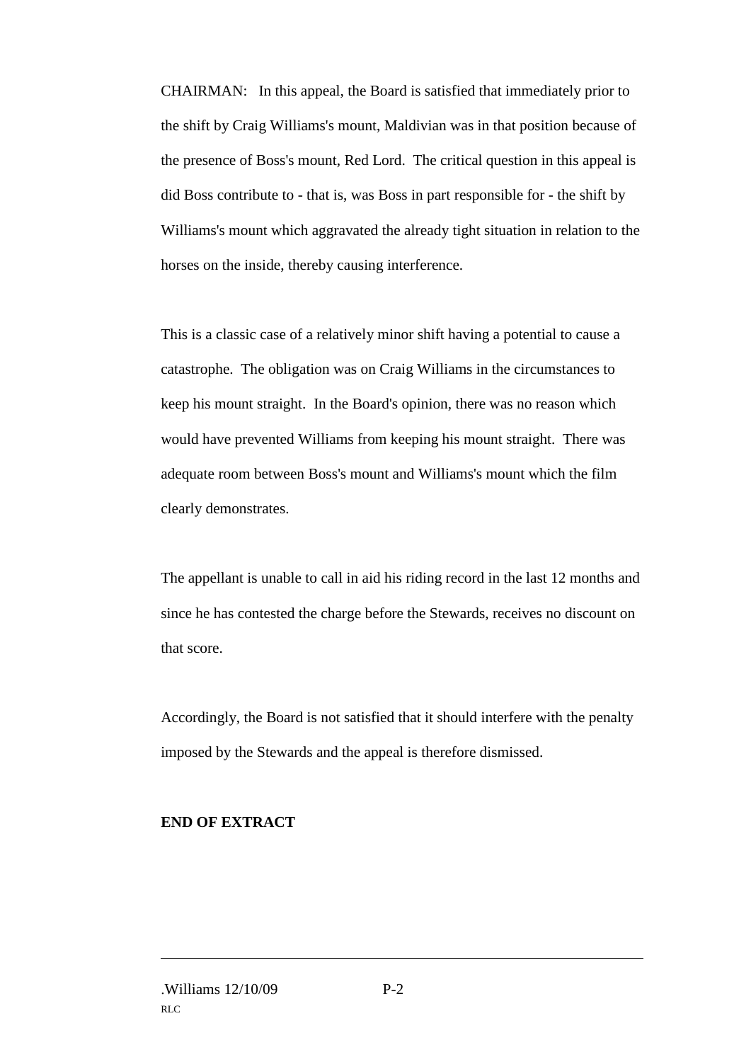CHAIRMAN: In this appeal, the Board is satisfied that immediately prior to the shift by Craig Williams's mount, Maldivian was in that position because of the presence of Boss's mount, Red Lord. The critical question in this appeal is did Boss contribute to - that is, was Boss in part responsible for - the shift by Williams's mount which aggravated the already tight situation in relation to the horses on the inside, thereby causing interference.

This is a classic case of a relatively minor shift having a potential to cause a catastrophe. The obligation was on Craig Williams in the circumstances to keep his mount straight. In the Board's opinion, there was no reason which would have prevented Williams from keeping his mount straight. There was adequate room between Boss's mount and Williams's mount which the film clearly demonstrates.

The appellant is unable to call in aid his riding record in the last 12 months and since he has contested the charge before the Stewards, receives no discount on that score.

Accordingly, the Board is not satisfied that it should interfere with the penalty imposed by the Stewards and the appeal is therefore dismissed.

**END OF EXTRACT**